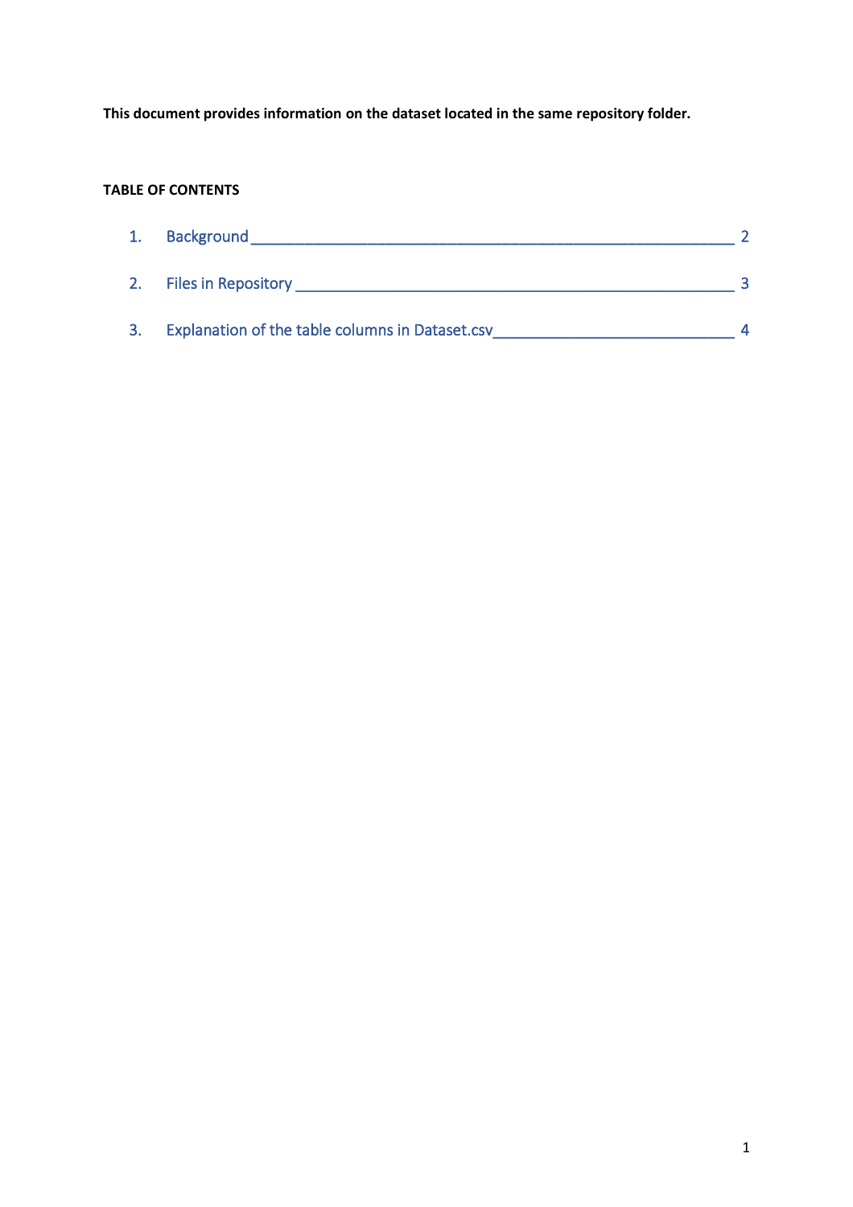**This document provides information on the dataset located in the same repository folder.**

**TABLE OF CONTENTS**

1. Background ____________________________________________________________ 2
2. Files in Repository _______________________________________________________ 3
3. Explanation of the table columns in Dataset.csv____________________________ 4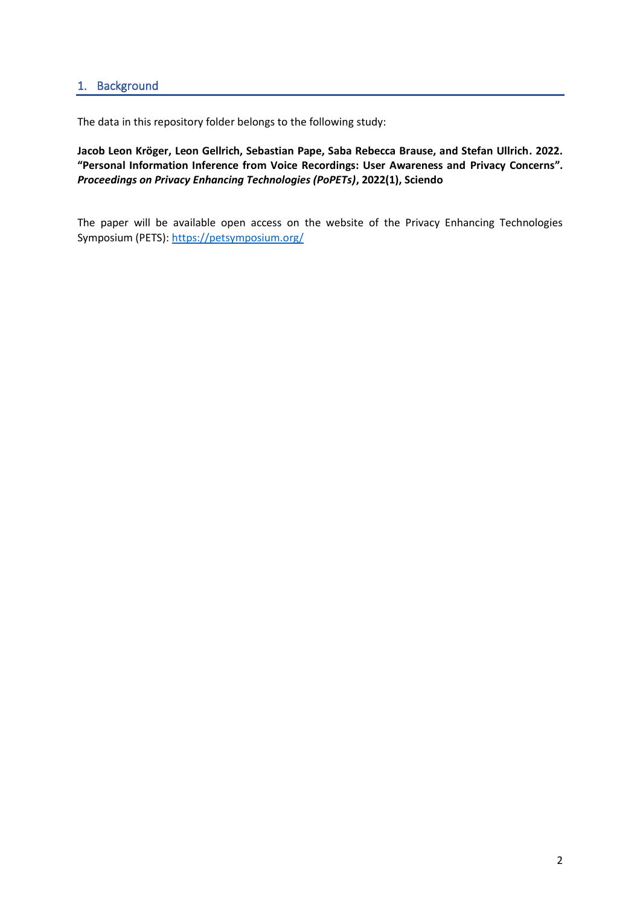## 1. Background

The data in this repository folder belongs to the following study:

**Jacob Leon Kröger, Leon Gellrich, Sebastian Pape, Saba Rebecca Brause, and Stefan Ullrich. 2022. "Personal Information Inference from Voice Recordings: User Awareness and Privacy Concerns".** ***Proceedings on Privacy Enhancing Technologies (PoPETs)*****, 2022(1), Sciendo**

The paper will be available open access on the website of the Privacy Enhancing Technologies Symposium (PETS): https://petsymposium.org/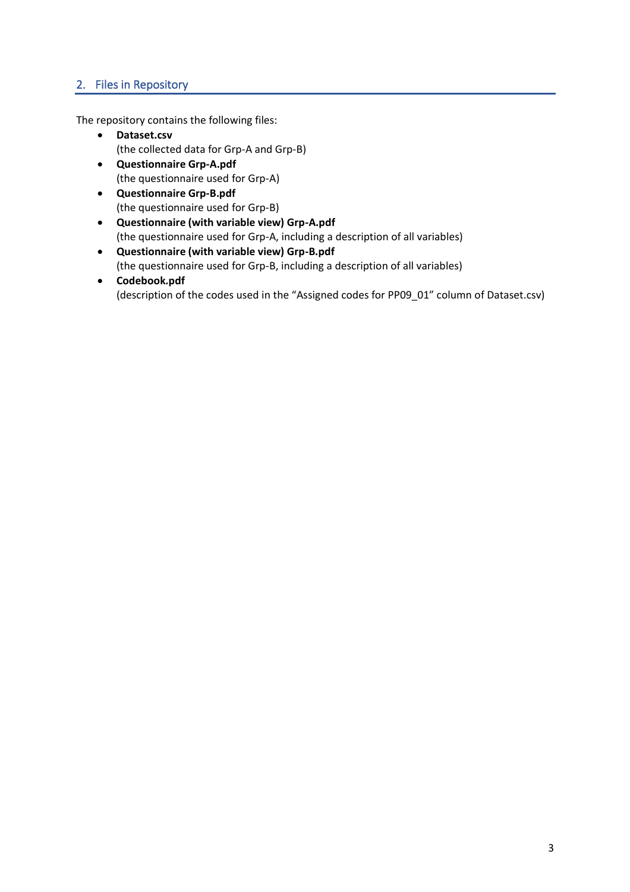## 2. Files in Repository

The repository contains the following files:

- **Dataset.csv**
  (the collected data for Grp-A and Grp-B)
- **Questionnaire Grp-A.pdf**
  (the questionnaire used for Grp-A)
- **Questionnaire Grp-B.pdf**
  (the questionnaire used for Grp-B)
- **Questionnaire (with variable view) Grp-A.pdf**
  (the questionnaire used for Grp-A, including a description of all variables)
- **Questionnaire (with variable view) Grp-B.pdf**
  (the questionnaire used for Grp-B, including a description of all variables)
- **Codebook.pdf**
  (description of the codes used in the "Assigned codes for PP09_01" column of Dataset.csv)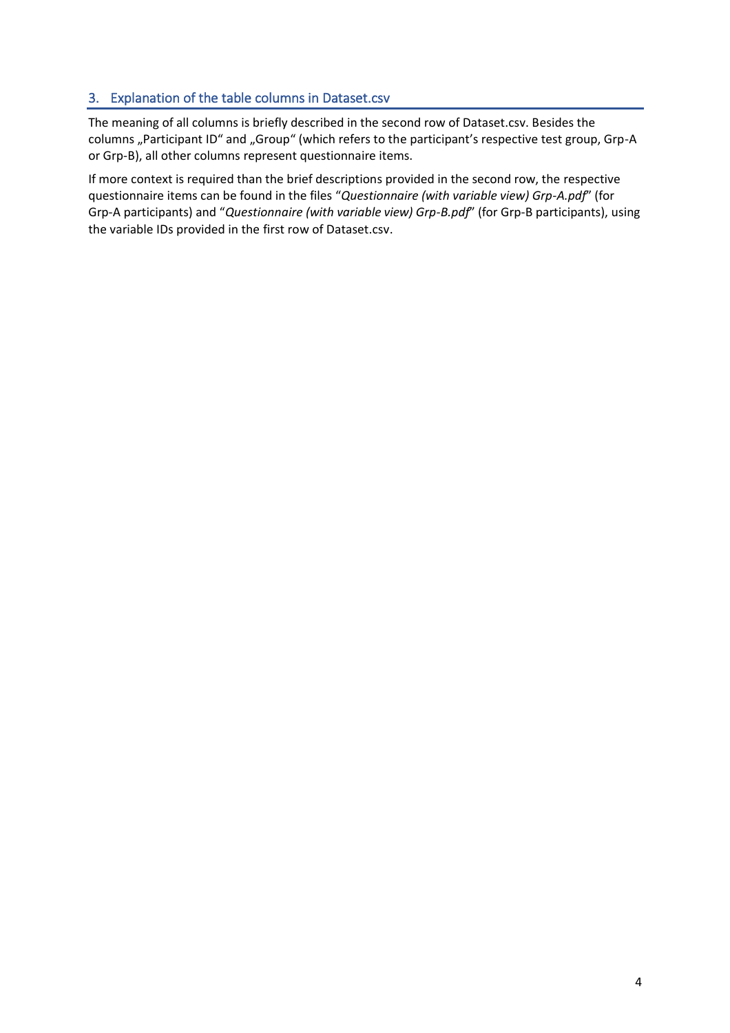## 3. Explanation of the table columns in Dataset.csv

The meaning of all columns is briefly described in the second row of Dataset.csv. Besides the columns „Participant ID" and „Group" (which refers to the participant's respective test group, Grp-A or Grp-B), all other columns represent questionnaire items.

If more context is required than the brief descriptions provided in the second row, the respective questionnaire items can be found in the files "*Questionnaire (with variable view) Grp-A.pdf*" (for Grp-A participants) and "*Questionnaire (with variable view) Grp-B.pdf*" (for Grp-B participants), using the variable IDs provided in the first row of Dataset.csv.